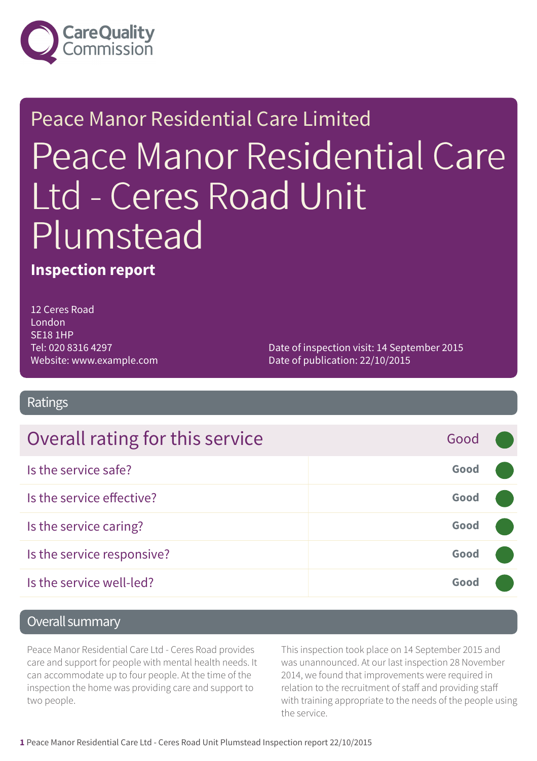Care Quality Commission

Peace Manor Residential Care Limited

# Peace Manor Residential Care Ltd - Ceres Road Unit Plumstead

**Inspection report**

12 Ceres Road
London
SE18 1HP
Tel: 020 8316 4297
Website: www.example.com

Date of inspection visit: 14 September 2015
Date of publication: 22/10/2015

## Ratings

| Overall rating for this service | Good |
|---|---|
| Is the service safe? | **Good** |
| Is the service effective? | **Good** |
| Is the service caring? | **Good** |
| Is the service responsive? | **Good** |
| Is the service well-led? | **Good** |

## Overall summary

Peace Manor Residential Care Ltd - Ceres Road provides care and support for people with mental health needs. It can accommodate up to four people. At the time of the inspection the home was providing care and support to two people.

This inspection took place on 14 September 2015 and was unannounced. At our last inspection 28 November 2014, we found that improvements were required in relation to the recruitment of staff and providing staff with training appropriate to the needs of the people using the service.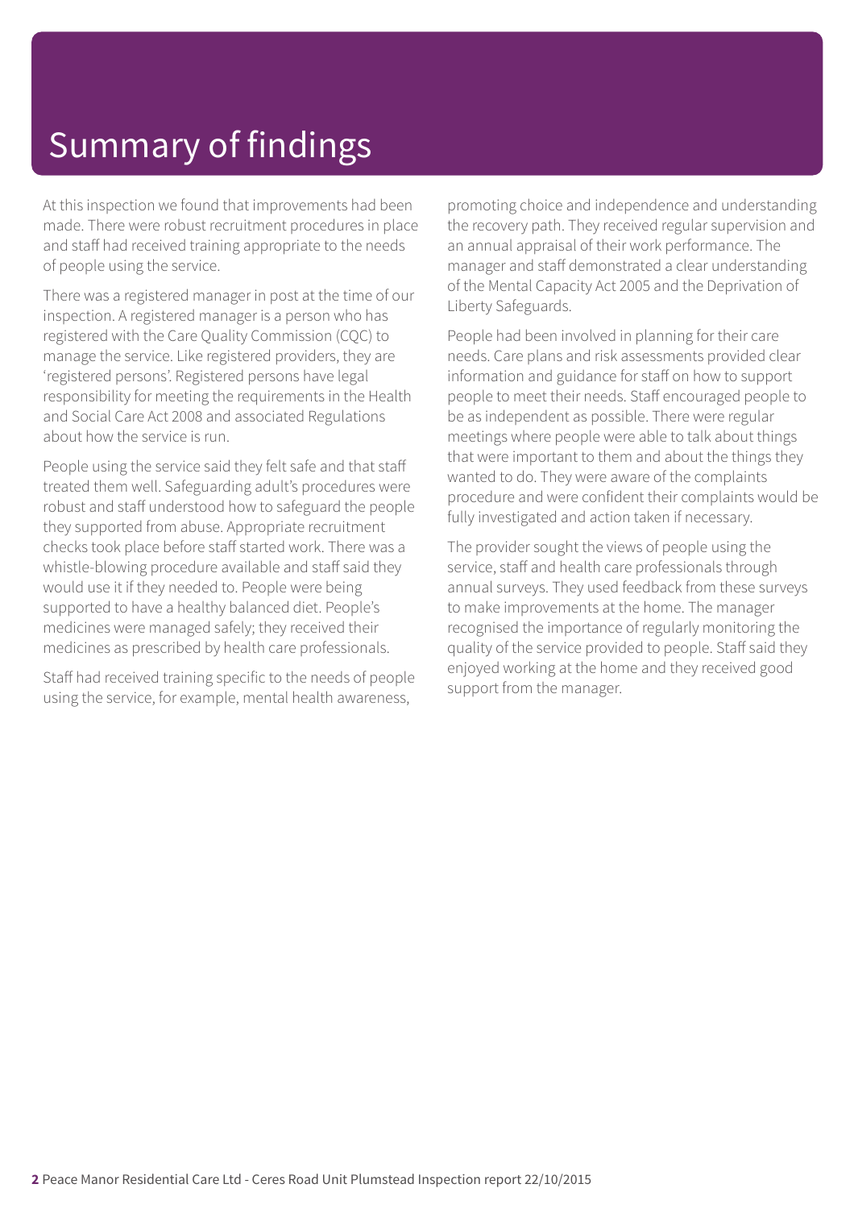# Summary of findings

At this inspection we found that improvements had been made. There were robust recruitment procedures in place and staff had received training appropriate to the needs of people using the service.

There was a registered manager in post at the time of our inspection. A registered manager is a person who has registered with the Care Quality Commission (CQC) to manage the service. Like registered providers, they are 'registered persons'. Registered persons have legal responsibility for meeting the requirements in the Health and Social Care Act 2008 and associated Regulations about how the service is run.

People using the service said they felt safe and that staff treated them well. Safeguarding adult's procedures were robust and staff understood how to safeguard the people they supported from abuse. Appropriate recruitment checks took place before staff started work. There was a whistle-blowing procedure available and staff said they would use it if they needed to. People were being supported to have a healthy balanced diet. People's medicines were managed safely; they received their medicines as prescribed by health care professionals.

Staff had received training specific to the needs of people using the service, for example, mental health awareness, promoting choice and independence and understanding the recovery path. They received regular supervision and an annual appraisal of their work performance. The manager and staff demonstrated a clear understanding of the Mental Capacity Act 2005 and the Deprivation of Liberty Safeguards.

People had been involved in planning for their care needs. Care plans and risk assessments provided clear information and guidance for staff on how to support people to meet their needs. Staff encouraged people to be as independent as possible. There were regular meetings where people were able to talk about things that were important to them and about the things they wanted to do. They were aware of the complaints procedure and were confident their complaints would be fully investigated and action taken if necessary.

The provider sought the views of people using the service, staff and health care professionals through annual surveys. They used feedback from these surveys to make improvements at the home. The manager recognised the importance of regularly monitoring the quality of the service provided to people. Staff said they enjoyed working at the home and they received good support from the manager.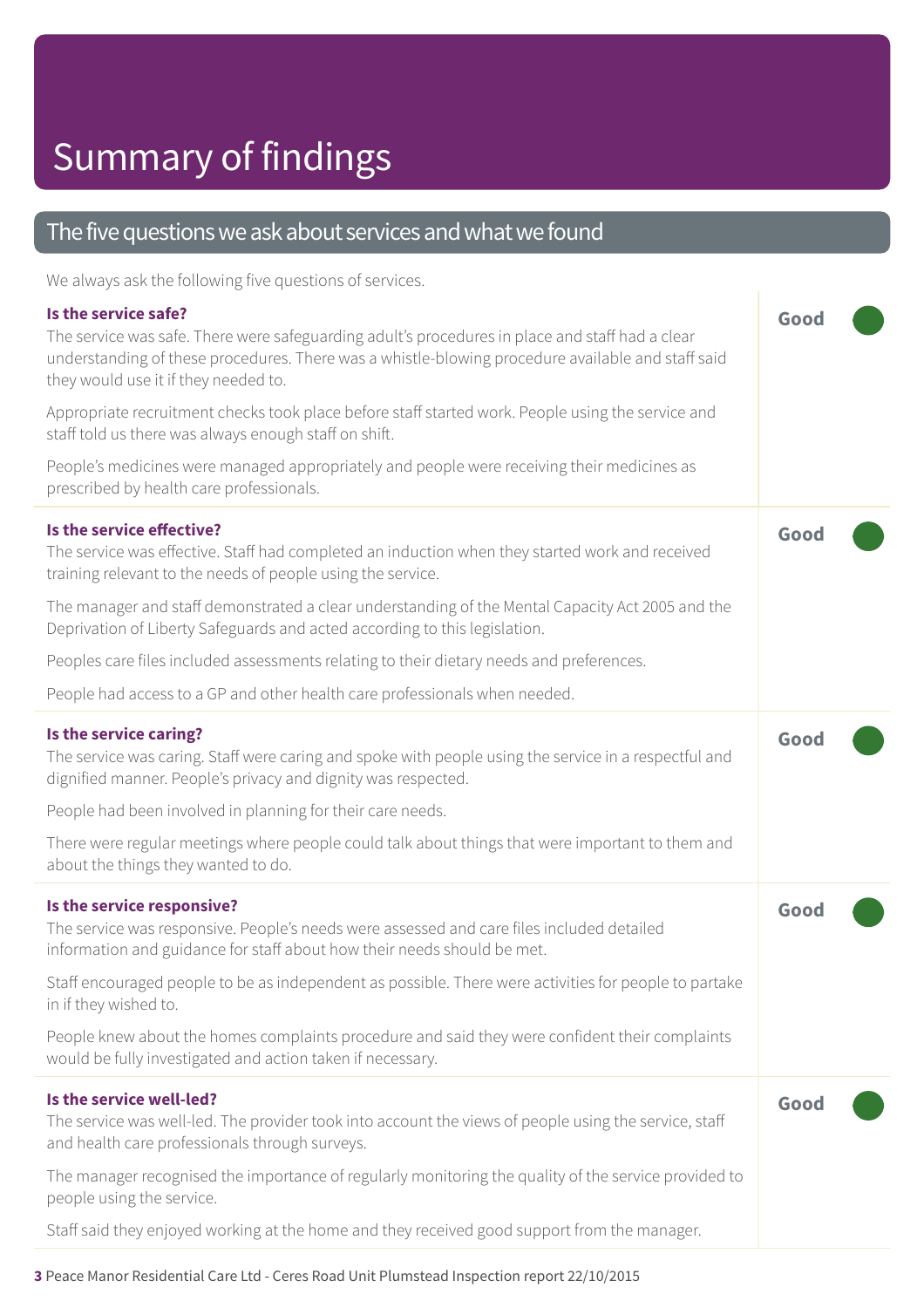# Summary of findings

## The five questions we ask about services and what we found

We always ask the following five questions of services.

### Is the service safe?

**Good**

The service was safe. There were safeguarding adult's procedures in place and staff had a clear understanding of these procedures. There was a whistle-blowing procedure available and staff said they would use it if they needed to.

Appropriate recruitment checks took place before staff started work. People using the service and staff told us there was always enough staff on shift.

People's medicines were managed appropriately and people were receiving their medicines as prescribed by health care professionals.

### Is the service effective?

**Good**

The service was effective. Staff had completed an induction when they started work and received training relevant to the needs of people using the service.

The manager and staff demonstrated a clear understanding of the Mental Capacity Act 2005 and the Deprivation of Liberty Safeguards and acted according to this legislation.

Peoples care files included assessments relating to their dietary needs and preferences.

People had access to a GP and other health care professionals when needed.

### Is the service caring?

**Good**

The service was caring. Staff were caring and spoke with people using the service in a respectful and dignified manner. People's privacy and dignity was respected.

People had been involved in planning for their care needs.

There were regular meetings where people could talk about things that were important to them and about the things they wanted to do.

### Is the service responsive?

**Good**

The service was responsive. People's needs were assessed and care files included detailed information and guidance for staff about how their needs should be met.

Staff encouraged people to be as independent as possible. There were activities for people to partake in if they wished to.

People knew about the homes complaints procedure and said they were confident their complaints would be fully investigated and action taken if necessary.

### Is the service well-led?

**Good**

The service was well-led. The provider took into account the views of people using the service, staff and health care professionals through surveys.

The manager recognised the importance of regularly monitoring the quality of the service provided to people using the service.

Staff said they enjoyed working at the home and they received good support from the manager.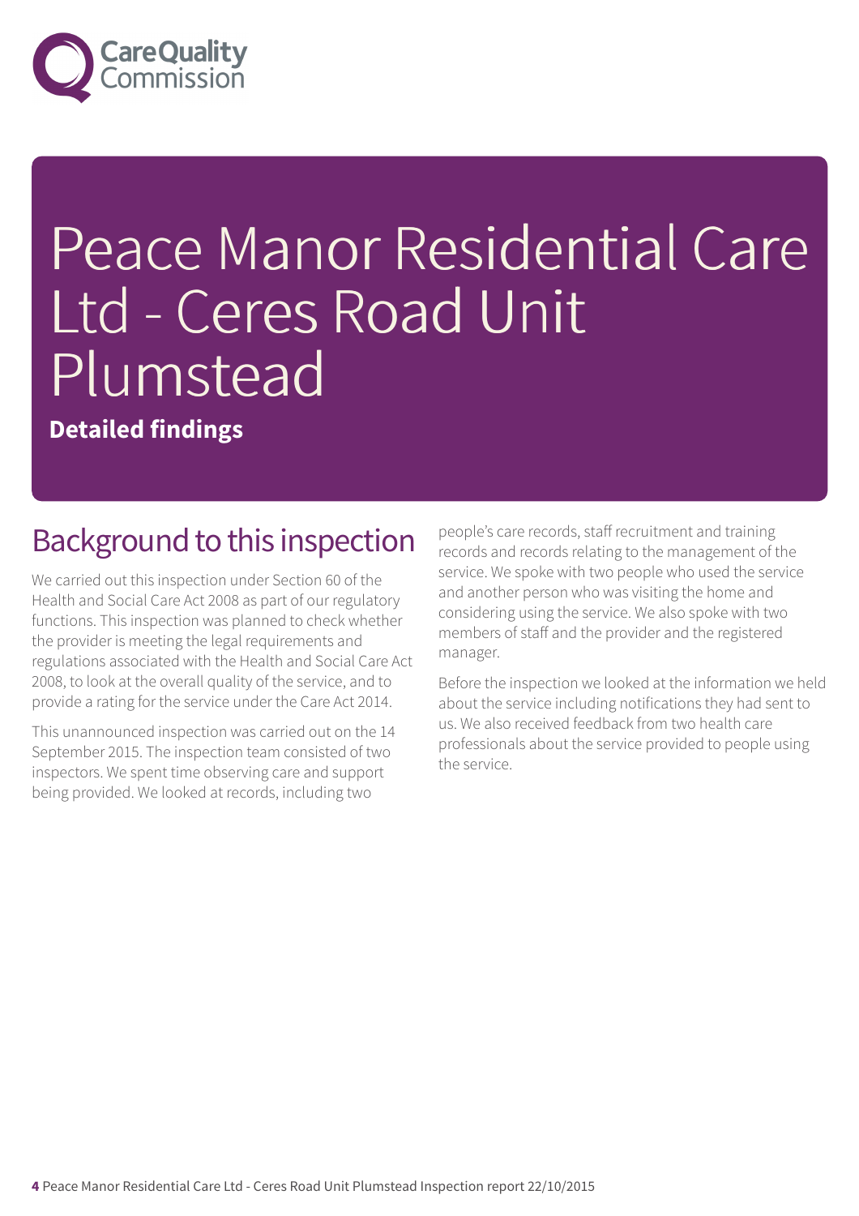# Peace Manor Residential Care Ltd - Ceres Road Unit Plumstead

**Detailed findings**

## Background to this inspection

We carried out this inspection under Section 60 of the Health and Social Care Act 2008 as part of our regulatory functions. This inspection was planned to check whether the provider is meeting the legal requirements and regulations associated with the Health and Social Care Act 2008, to look at the overall quality of the service, and to provide a rating for the service under the Care Act 2014.

This unannounced inspection was carried out on the 14 September 2015. The inspection team consisted of two inspectors. We spent time observing care and support being provided. We looked at records, including two people's care records, staff recruitment and training records and records relating to the management of the service. We spoke with two people who used the service and another person who was visiting the home and considering using the service. We also spoke with two members of staff and the provider and the registered manager.

Before the inspection we looked at the information we held about the service including notifications they had sent to us. We also received feedback from two health care professionals about the service provided to people using the service.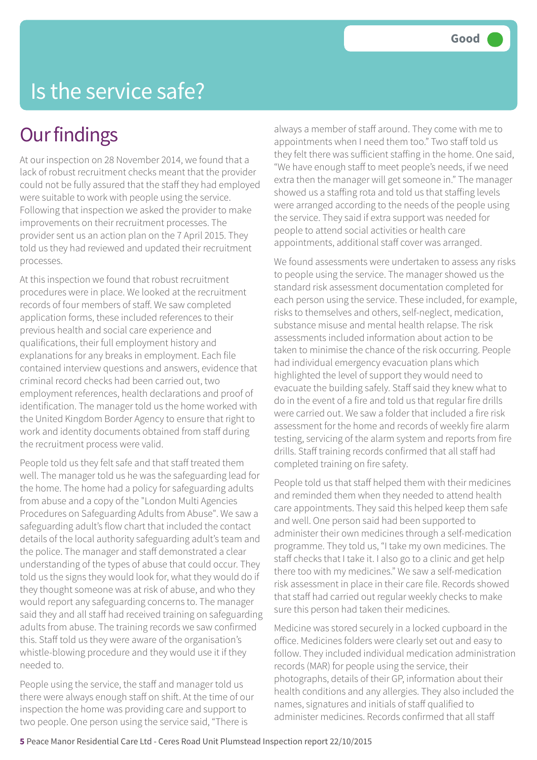# Is the service safe?

Good

## Our findings

At our inspection on 28 November 2014, we found that a lack of robust recruitment checks meant that the provider could not be fully assured that the staff they had employed were suitable to work with people using the service. Following that inspection we asked the provider to make improvements on their recruitment processes. The provider sent us an action plan on the 7 April 2015. They told us they had reviewed and updated their recruitment processes.

At this inspection we found that robust recruitment procedures were in place. We looked at the recruitment records of four members of staff. We saw completed application forms, these included references to their previous health and social care experience and qualifications, their full employment history and explanations for any breaks in employment. Each file contained interview questions and answers, evidence that criminal record checks had been carried out, two employment references, health declarations and proof of identification. The manager told us the home worked with the United Kingdom Border Agency to ensure that right to work and identity documents obtained from staff during the recruitment process were valid.

People told us they felt safe and that staff treated them well. The manager told us he was the safeguarding lead for the home. The home had a policy for safeguarding adults from abuse and a copy of the "London Multi Agencies Procedures on Safeguarding Adults from Abuse". We saw a safeguarding adult's flow chart that included the contact details of the local authority safeguarding adult's team and the police. The manager and staff demonstrated a clear understanding of the types of abuse that could occur. They told us the signs they would look for, what they would do if they thought someone was at risk of abuse, and who they would report any safeguarding concerns to. The manager said they and all staff had received training on safeguarding adults from abuse. The training records we saw confirmed this. Staff told us they were aware of the organisation's whistle-blowing procedure and they would use it if they needed to.

People using the service, the staff and manager told us there were always enough staff on shift. At the time of our inspection the home was providing care and support to two people. One person using the service said, "There is always a member of staff around. They come with me to appointments when I need them too." Two staff told us they felt there was sufficient staffing in the home. One said, "We have enough staff to meet people's needs, if we need extra then the manager will get someone in." The manager showed us a staffing rota and told us that staffing levels were arranged according to the needs of the people using the service. They said if extra support was needed for people to attend social activities or health care appointments, additional staff cover was arranged.

We found assessments were undertaken to assess any risks to people using the service. The manager showed us the standard risk assessment documentation completed for each person using the service. These included, for example, risks to themselves and others, self-neglect, medication, substance misuse and mental health relapse. The risk assessments included information about action to be taken to minimise the chance of the risk occurring. People had individual emergency evacuation plans which highlighted the level of support they would need to evacuate the building safely. Staff said they knew what to do in the event of a fire and told us that regular fire drills were carried out. We saw a folder that included a fire risk assessment for the home and records of weekly fire alarm testing, servicing of the alarm system and reports from fire drills. Staff training records confirmed that all staff had completed training on fire safety.

People told us that staff helped them with their medicines and reminded them when they needed to attend health care appointments. They said this helped keep them safe and well. One person said had been supported to administer their own medicines through a self-medication programme. They told us, "I take my own medicines. The staff checks that I take it. I also go to a clinic and get help there too with my medicines." We saw a self-medication risk assessment in place in their care file. Records showed that staff had carried out regular weekly checks to make sure this person had taken their medicines.

Medicine was stored securely in a locked cupboard in the office. Medicines folders were clearly set out and easy to follow. They included individual medication administration records (MAR) for people using the service, their photographs, details of their GP, information about their health conditions and any allergies. They also included the names, signatures and initials of staff qualified to administer medicines. Records confirmed that all staff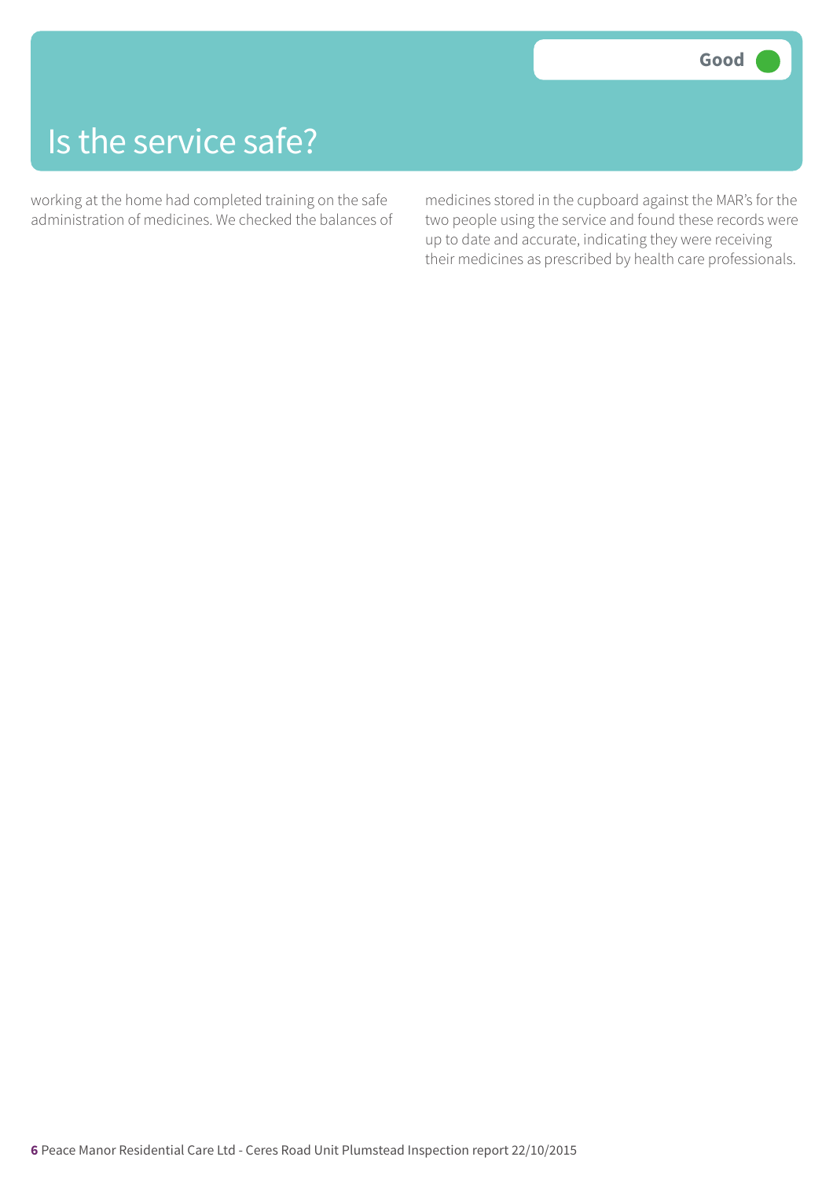# Is the service safe?

**Good**

working at the home had completed training on the safe administration of medicines. We checked the balances of medicines stored in the cupboard against the MAR's for the two people using the service and found these records were up to date and accurate, indicating they were receiving their medicines as prescribed by health care professionals.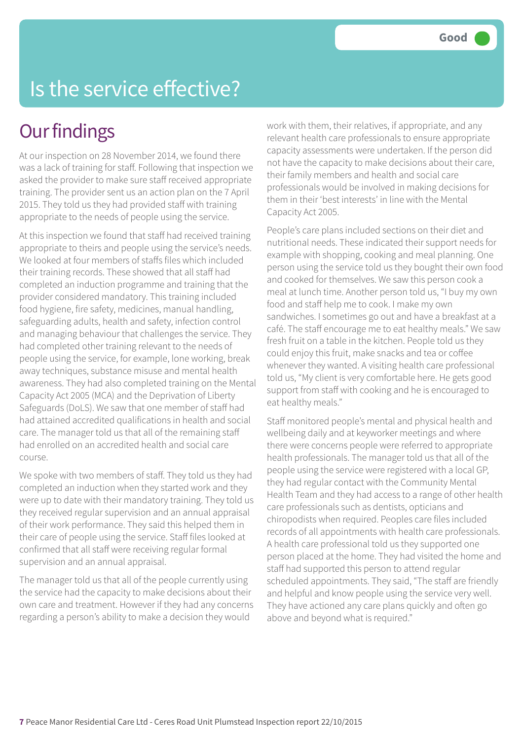Good

# Is the service effective?

## Our findings

At our inspection on 28 November 2014, we found there was a lack of training for staff. Following that inspection we asked the provider to make sure staff received appropriate training. The provider sent us an action plan on the 7 April 2015. They told us they had provided staff with training appropriate to the needs of people using the service.

At this inspection we found that staff had received training appropriate to theirs and people using the service's needs. We looked at four members of staffs files which included their training records. These showed that all staff had completed an induction programme and training that the provider considered mandatory. This training included food hygiene, fire safety, medicines, manual handling, safeguarding adults, health and safety, infection control and managing behaviour that challenges the service. They had completed other training relevant to the needs of people using the service, for example, lone working, break away techniques, substance misuse and mental health awareness. They had also completed training on the Mental Capacity Act 2005 (MCA) and the Deprivation of Liberty Safeguards (DoLS). We saw that one member of staff had had attained accredited qualifications in health and social care. The manager told us that all of the remaining staff had enrolled on an accredited health and social care course.

We spoke with two members of staff. They told us they had completed an induction when they started work and they were up to date with their mandatory training. They told us they received regular supervision and an annual appraisal of their work performance. They said this helped them in their care of people using the service. Staff files looked at confirmed that all staff were receiving regular formal supervision and an annual appraisal.

The manager told us that all of the people currently using the service had the capacity to make decisions about their own care and treatment. However if they had any concerns regarding a person's ability to make a decision they would work with them, their relatives, if appropriate, and any relevant health care professionals to ensure appropriate capacity assessments were undertaken. If the person did not have the capacity to make decisions about their care, their family members and health and social care professionals would be involved in making decisions for them in their 'best interests' in line with the Mental Capacity Act 2005.

People's care plans included sections on their diet and nutritional needs. These indicated their support needs for example with shopping, cooking and meal planning. One person using the service told us they bought their own food and cooked for themselves. We saw this person cook a meal at lunch time. Another person told us, "I buy my own food and staff help me to cook. I make my own sandwiches. I sometimes go out and have a breakfast at a café. The staff encourage me to eat healthy meals." We saw fresh fruit on a table in the kitchen. People told us they could enjoy this fruit, make snacks and tea or coffee whenever they wanted. A visiting health care professional told us, "My client is very comfortable here. He gets good support from staff with cooking and he is encouraged to eat healthy meals."

Staff monitored people's mental and physical health and wellbeing daily and at keyworker meetings and where there were concerns people were referred to appropriate health professionals. The manager told us that all of the people using the service were registered with a local GP, they had regular contact with the Community Mental Health Team and they had access to a range of other health care professionals such as dentists, opticians and chiropodists when required. Peoples care files included records of all appointments with health care professionals. A health care professional told us they supported one person placed at the home. They had visited the home and staff had supported this person to attend regular scheduled appointments. They said, "The staff are friendly and helpful and know people using the service very well. They have actioned any care plans quickly and often go above and beyond what is required."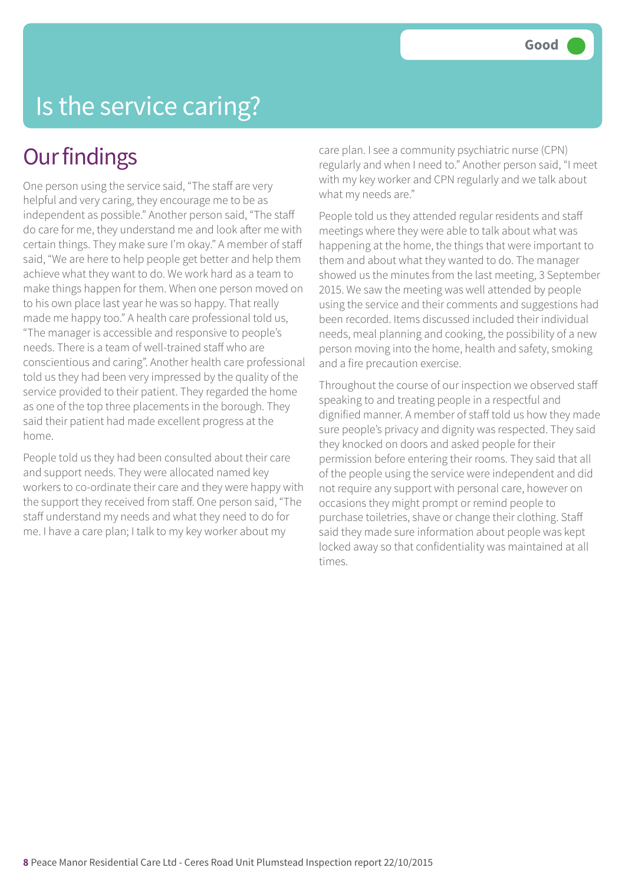# Is the service caring?

Good

## Our findings

One person using the service said, "The staff are very helpful and very caring, they encourage me to be as independent as possible." Another person said, "The staff do care for me, they understand me and look after me with certain things. They make sure I'm okay." A member of staff said, "We are here to help people get better and help them achieve what they want to do. We work hard as a team to make things happen for them. When one person moved on to his own place last year he was so happy. That really made me happy too." A health care professional told us, "The manager is accessible and responsive to people's needs. There is a team of well-trained staff who are conscientious and caring". Another health care professional told us they had been very impressed by the quality of the service provided to their patient. They regarded the home as one of the top three placements in the borough. They said their patient had made excellent progress at the home.

People told us they had been consulted about their care and support needs. They were allocated named key workers to co-ordinate their care and they were happy with the support they received from staff. One person said, "The staff understand my needs and what they need to do for me. I have a care plan; I talk to my key worker about my care plan. I see a community psychiatric nurse (CPN) regularly and when I need to." Another person said, "I meet with my key worker and CPN regularly and we talk about what my needs are."

People told us they attended regular residents and staff meetings where they were able to talk about what was happening at the home, the things that were important to them and about what they wanted to do. The manager showed us the minutes from the last meeting, 3 September 2015. We saw the meeting was well attended by people using the service and their comments and suggestions had been recorded. Items discussed included their individual needs, meal planning and cooking, the possibility of a new person moving into the home, health and safety, smoking and a fire precaution exercise.

Throughout the course of our inspection we observed staff speaking to and treating people in a respectful and dignified manner. A member of staff told us how they made sure people's privacy and dignity was respected. They said they knocked on doors and asked people for their permission before entering their rooms. They said that all of the people using the service were independent and did not require any support with personal care, however on occasions they might prompt or remind people to purchase toiletries, shave or change their clothing. Staff said they made sure information about people was kept locked away so that confidentiality was maintained at all times.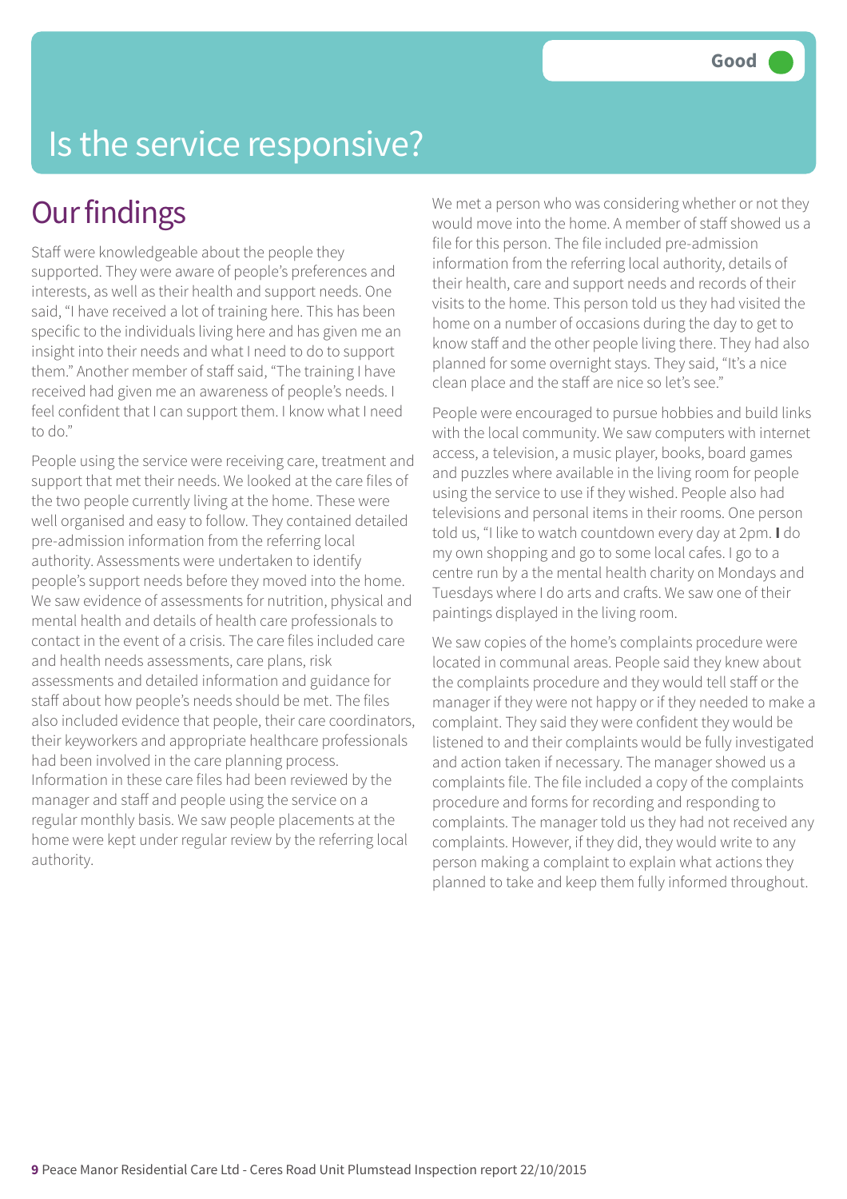Good

# Is the service responsive?

## Our findings

Staff were knowledgeable about the people they supported. They were aware of people's preferences and interests, as well as their health and support needs. One said, "I have received a lot of training here. This has been specific to the individuals living here and has given me an insight into their needs and what I need to do to support them." Another member of staff said, "The training I have received had given me an awareness of people's needs. I feel confident that I can support them. I know what I need to do."

People using the service were receiving care, treatment and support that met their needs. We looked at the care files of the two people currently living at the home. These were well organised and easy to follow. They contained detailed pre-admission information from the referring local authority. Assessments were undertaken to identify people's support needs before they moved into the home. We saw evidence of assessments for nutrition, physical and mental health and details of health care professionals to contact in the event of a crisis. The care files included care and health needs assessments, care plans, risk assessments and detailed information and guidance for staff about how people's needs should be met. The files also included evidence that people, their care coordinators, their keyworkers and appropriate healthcare professionals had been involved in the care planning process. Information in these care files had been reviewed by the manager and staff and people using the service on a regular monthly basis. We saw people placements at the home were kept under regular review by the referring local authority.

We met a person who was considering whether or not they would move into the home. A member of staff showed us a file for this person. The file included pre-admission information from the referring local authority, details of their health, care and support needs and records of their visits to the home. This person told us they had visited the home on a number of occasions during the day to get to know staff and the other people living there. They had also planned for some overnight stays. They said, "It's a nice clean place and the staff are nice so let's see."

People were encouraged to pursue hobbies and build links with the local community. We saw computers with internet access, a television, a music player, books, board games and puzzles where available in the living room for people using the service to use if they wished. People also had televisions and personal items in their rooms. One person told us, "I like to watch countdown every day at 2pm. I do my own shopping and go to some local cafes. I go to a centre run by a the mental health charity on Mondays and Tuesdays where I do arts and crafts. We saw one of their paintings displayed in the living room.

We saw copies of the home's complaints procedure were located in communal areas. People said they knew about the complaints procedure and they would tell staff or the manager if they were not happy or if they needed to make a complaint. They said they were confident they would be listened to and their complaints would be fully investigated and action taken if necessary. The manager showed us a complaints file. The file included a copy of the complaints procedure and forms for recording and responding to complaints. The manager told us they had not received any complaints. However, if they did, they would write to any person making a complaint to explain what actions they planned to take and keep them fully informed throughout.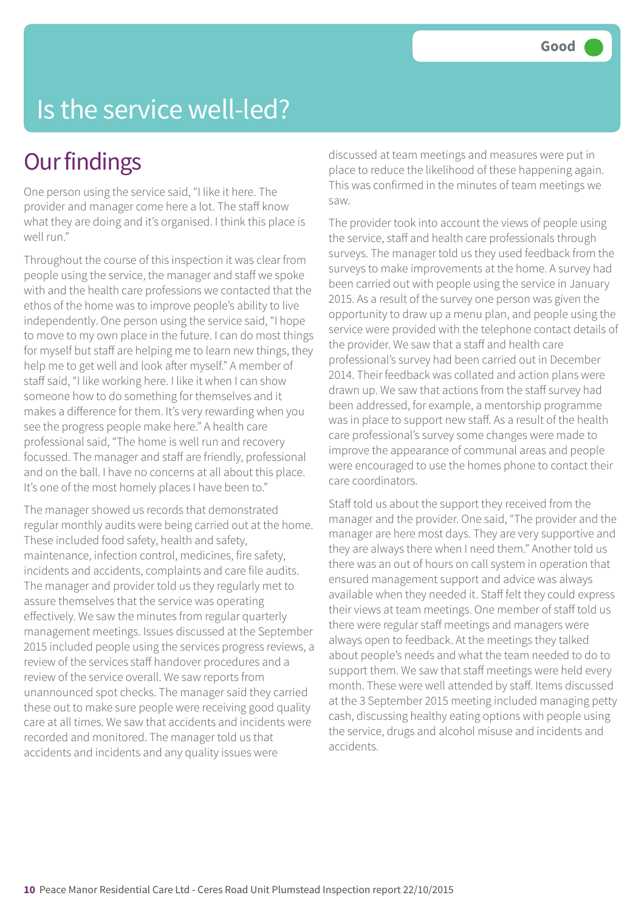Good

# Is the service well-led?

## Our findings

One person using the service said, "I like it here. The provider and manager come here a lot. The staff know what they are doing and it's organised. I think this place is well run."

Throughout the course of this inspection it was clear from people using the service, the manager and staff we spoke with and the health care professions we contacted that the ethos of the home was to improve people's ability to live independently. One person using the service said, "I hope to move to my own place in the future. I can do most things for myself but staff are helping me to learn new things, they help me to get well and look after myself." A member of staff said, "I like working here. I like it when I can show someone how to do something for themselves and it makes a difference for them. It's very rewarding when you see the progress people make here." A health care professional said, "The home is well run and recovery focussed. The manager and staff are friendly, professional and on the ball. I have no concerns at all about this place. It's one of the most homely places I have been to."

The manager showed us records that demonstrated regular monthly audits were being carried out at the home. These included food safety, health and safety, maintenance, infection control, medicines, fire safety, incidents and accidents, complaints and care file audits. The manager and provider told us they regularly met to assure themselves that the service was operating effectively. We saw the minutes from regular quarterly management meetings. Issues discussed at the September 2015 included people using the services progress reviews, a review of the services staff handover procedures and a review of the service overall. We saw reports from unannounced spot checks. The manager said they carried these out to make sure people were receiving good quality care at all times. We saw that accidents and incidents were recorded and monitored. The manager told us that accidents and incidents and any quality issues were discussed at team meetings and measures were put in place to reduce the likelihood of these happening again. This was confirmed in the minutes of team meetings we saw.

The provider took into account the views of people using the service, staff and health care professionals through surveys. The manager told us they used feedback from the surveys to make improvements at the home. A survey had been carried out with people using the service in January 2015. As a result of the survey one person was given the opportunity to draw up a menu plan, and people using the service were provided with the telephone contact details of the provider. We saw that a staff and health care professional's survey had been carried out in December 2014. Their feedback was collated and action plans were drawn up. We saw that actions from the staff survey had been addressed, for example, a mentorship programme was in place to support new staff. As a result of the health care professional's survey some changes were made to improve the appearance of communal areas and people were encouraged to use the homes phone to contact their care coordinators.

Staff told us about the support they received from the manager and the provider. One said, "The provider and the manager are here most days. They are very supportive and they are always there when I need them." Another told us there was an out of hours on call system in operation that ensured management support and advice was always available when they needed it. Staff felt they could express their views at team meetings. One member of staff told us there were regular staff meetings and managers were always open to feedback. At the meetings they talked about people's needs and what the team needed to do to support them. We saw that staff meetings were held every month. These were well attended by staff. Items discussed at the 3 September 2015 meeting included managing petty cash, discussing healthy eating options with people using the service, drugs and alcohol misuse and incidents and accidents.